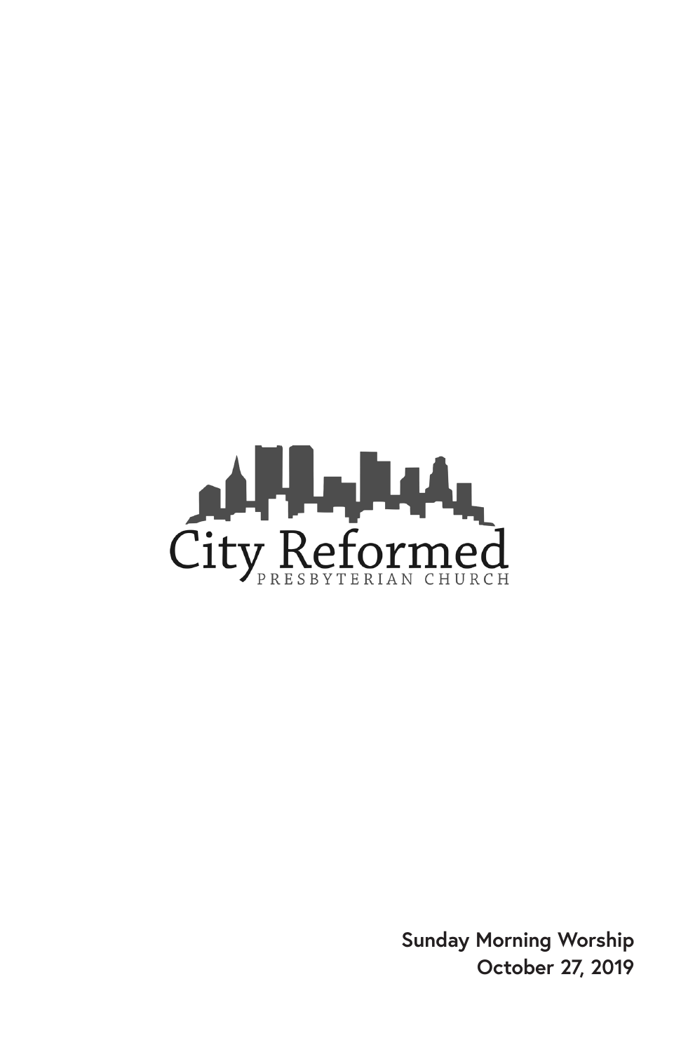City Reformed

PRESBYTERIAN CHURCH

**Sunday Morning Worship**
**October 27, 2019**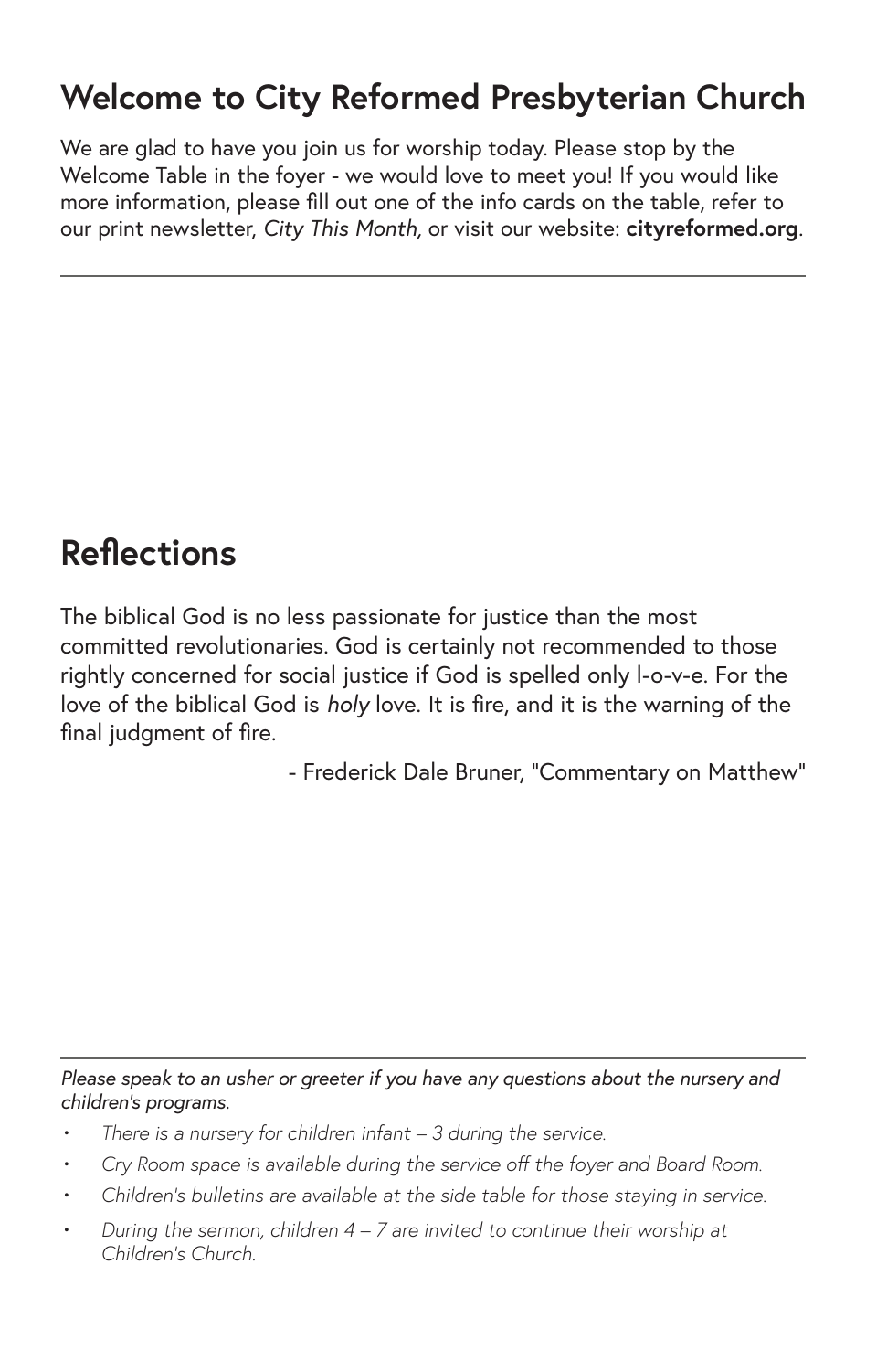## Welcome to City Reformed Presbyterian Church

We are glad to have you join us for worship today. Please stop by the Welcome Table in the foyer - we would love to meet you! If you would like more information, please fill out one of the info cards on the table, refer to our print newsletter, *City This Month,* or visit our website: **cityreformed.org**.

---

## Reflections

The biblical God is no less passionate for justice than the most committed revolutionaries. God is certainly not recommended to those rightly concerned for social justice if God is spelled only l-o-v-e. For the love of the biblical God is *holy* love. It is fire, and it is the warning of the final judgment of fire.

- Frederick Dale Bruner, "Commentary on Matthew"

---

*Please speak to an usher or greeter if you have any questions about the nursery and children's programs.*

- *There is a nursery for children infant – 3 during the service.*
- *Cry Room space is available during the service off the foyer and Board Room.*
- *Children's bulletins are available at the side table for those staying in service.*
- *During the sermon, children 4 – 7 are invited to continue their worship at Children's Church.*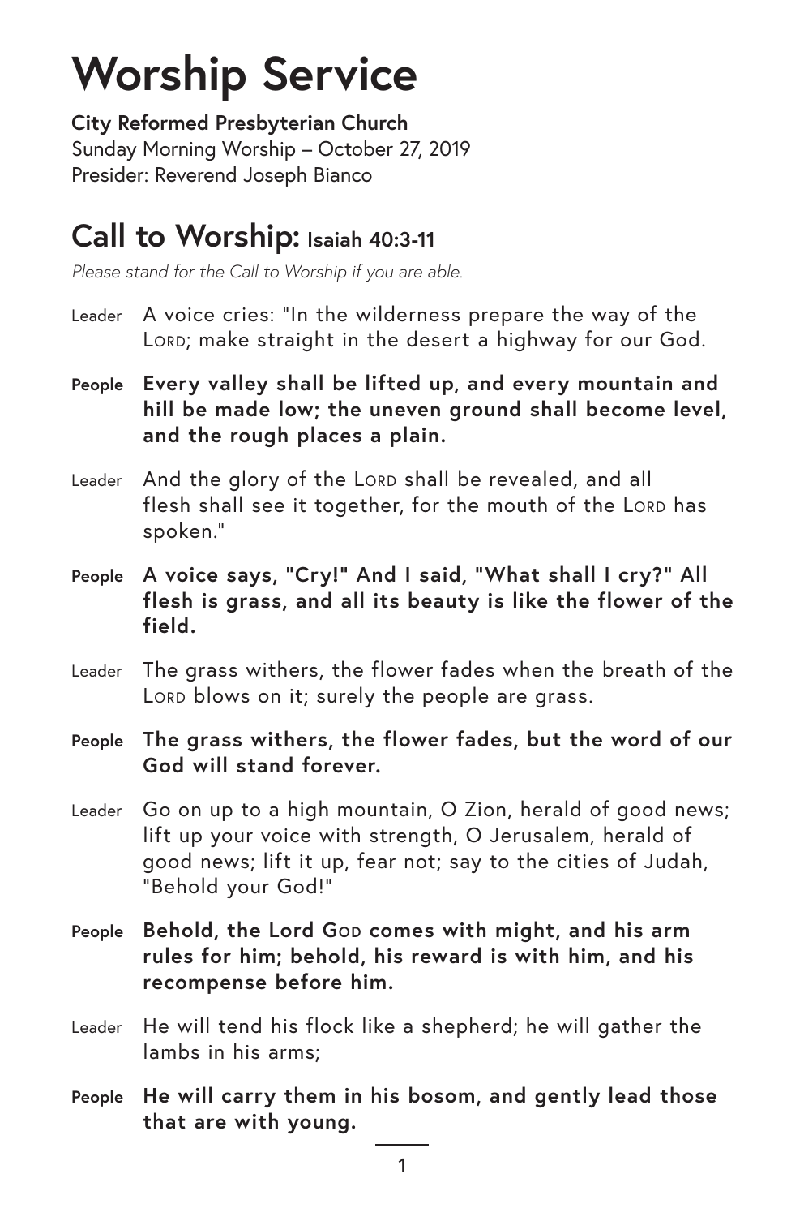# Worship Service

**City Reformed Presbyterian Church**
Sunday Morning Worship – October 27, 2019
Presider: Reverend Joseph Bianco

## Call to Worship: Isaiah 40:3-11

*Please stand for the Call to Worship if you are able.*

Leader A voice cries: "In the wilderness prepare the way of the LORD; make straight in the desert a highway for our God.

**People Every valley shall be lifted up, and every mountain and hill be made low; the uneven ground shall become level, and the rough places a plain.**

Leader And the glory of the LORD shall be revealed, and all flesh shall see it together, for the mouth of the LORD has spoken."

**People A voice says, "Cry!" And I said, "What shall I cry?" All flesh is grass, and all its beauty is like the flower of the field.**

Leader The grass withers, the flower fades when the breath of the LORD blows on it; surely the people are grass.

**People The grass withers, the flower fades, but the word of our God will stand forever.**

Leader Go on up to a high mountain, O Zion, herald of good news; lift up your voice with strength, O Jerusalem, herald of good news; lift it up, fear not; say to the cities of Judah, "Behold your God!"

**People Behold, the Lord GOD comes with might, and his arm rules for him; behold, his reward is with him, and his recompense before him.**

Leader He will tend his flock like a shepherd; he will gather the lambs in his arms;

**People He will carry them in his bosom, and gently lead those that are with young.**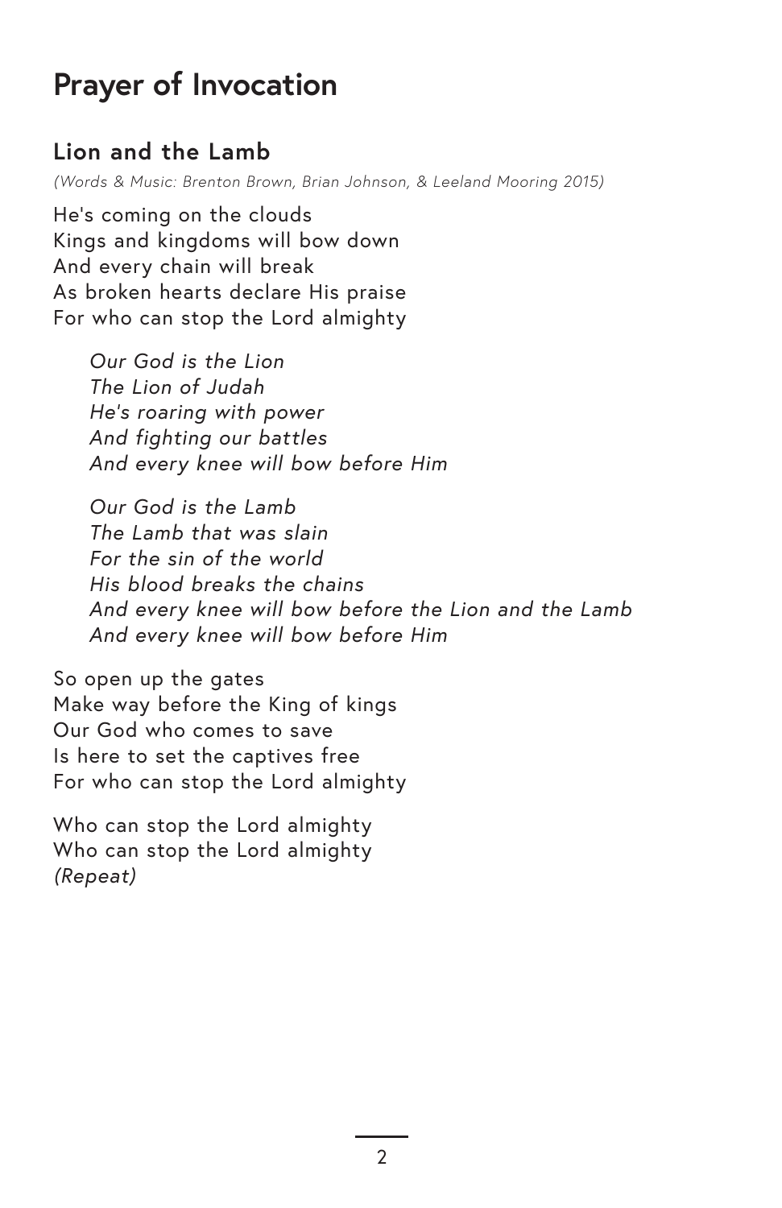# Prayer of Invocation

## Lion and the Lamb

*(Words & Music: Brenton Brown, Brian Johnson, & Leeland Mooring 2015)*

He's coming on the clouds
Kings and kingdoms will bow down
And every chain will break
As broken hearts declare His praise
For who can stop the Lord almighty

*Our God is the Lion*
*The Lion of Judah*
*He's roaring with power*
*And fighting our battles*
*And every knee will bow before Him*

*Our God is the Lamb*
*The Lamb that was slain*
*For the sin of the world*
*His blood breaks the chains*
*And every knee will bow before the Lion and the Lamb*
*And every knee will bow before Him*

So open up the gates
Make way before the King of kings
Our God who comes to save
Is here to set the captives free
For who can stop the Lord almighty

Who can stop the Lord almighty
Who can stop the Lord almighty
*(Repeat)*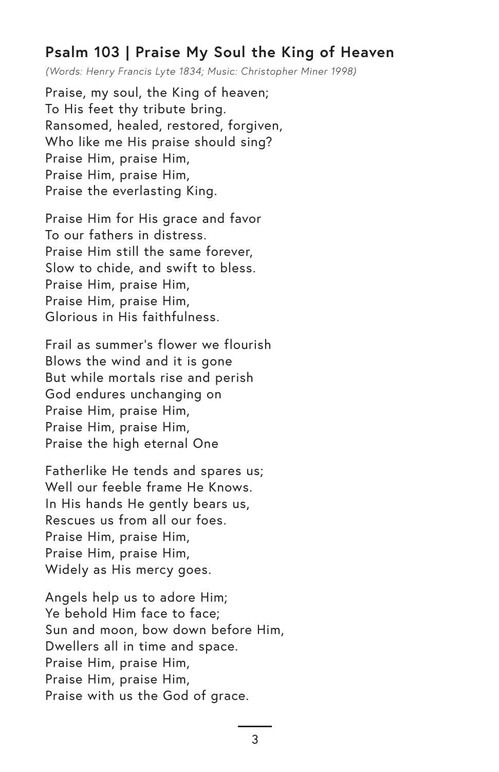## Psalm 103 | Praise My Soul the King of Heaven

*(Words: Henry Francis Lyte 1834; Music: Christopher Miner 1998)*

Praise, my soul, the King of heaven;  
To His feet thy tribute bring.  
Ransomed, healed, restored, forgiven,  
Who like me His praise should sing?  
Praise Him, praise Him,  
Praise Him, praise Him,  
Praise the everlasting King.

Praise Him for His grace and favor  
To our fathers in distress.  
Praise Him still the same forever,  
Slow to chide, and swift to bless.  
Praise Him, praise Him,  
Praise Him, praise Him,  
Glorious in His faithfulness.

Frail as summer's flower we flourish  
Blows the wind and it is gone  
But while mortals rise and perish  
God endures unchanging on  
Praise Him, praise Him,  
Praise Him, praise Him,  
Praise the high eternal One

Fatherlike He tends and spares us;  
Well our feeble frame He Knows.  
In His hands He gently bears us,  
Rescues us from all our foes.  
Praise Him, praise Him,  
Praise Him, praise Him,  
Widely as His mercy goes.

Angels help us to adore Him;  
Ye behold Him face to face;  
Sun and moon, bow down before Him,  
Dwellers all in time and space.  
Praise Him, praise Him,  
Praise Him, praise Him,  
Praise with us the God of grace.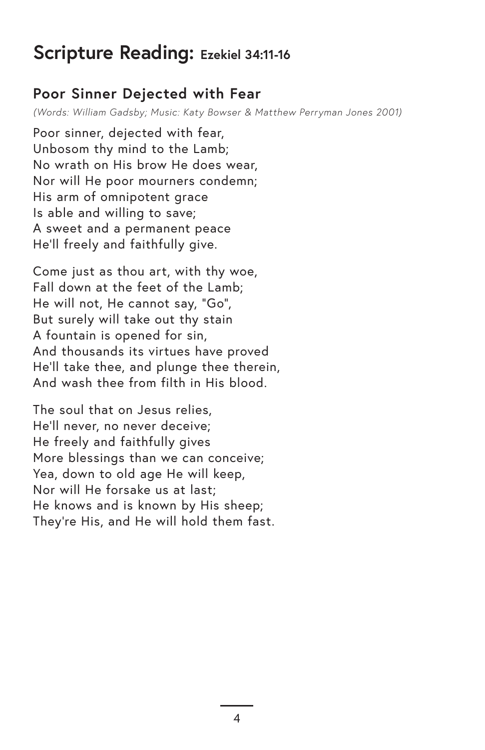# Scripture Reading: Ezekiel 34:11-16

## Poor Sinner Dejected with Fear

*(Words: William Gadsby; Music: Katy Bowser & Matthew Perryman Jones 2001)*

Poor sinner, dejected with fear,
Unbosom thy mind to the Lamb;
No wrath on His brow He does wear,
Nor will He poor mourners condemn;
His arm of omnipotent grace
Is able and willing to save;
A sweet and a permanent peace
He'll freely and faithfully give.

Come just as thou art, with thy woe,
Fall down at the feet of the Lamb;
He will not, He cannot say, "Go",
But surely will take out thy stain
A fountain is opened for sin,
And thousands its virtues have proved
He'll take thee, and plunge thee therein,
And wash thee from filth in His blood.

The soul that on Jesus relies,
He'll never, no never deceive;
He freely and faithfully gives
More blessings than we can conceive;
Yea, down to old age He will keep,
Nor will He forsake us at last;
He knows and is known by His sheep;
They're His, and He will hold them fast.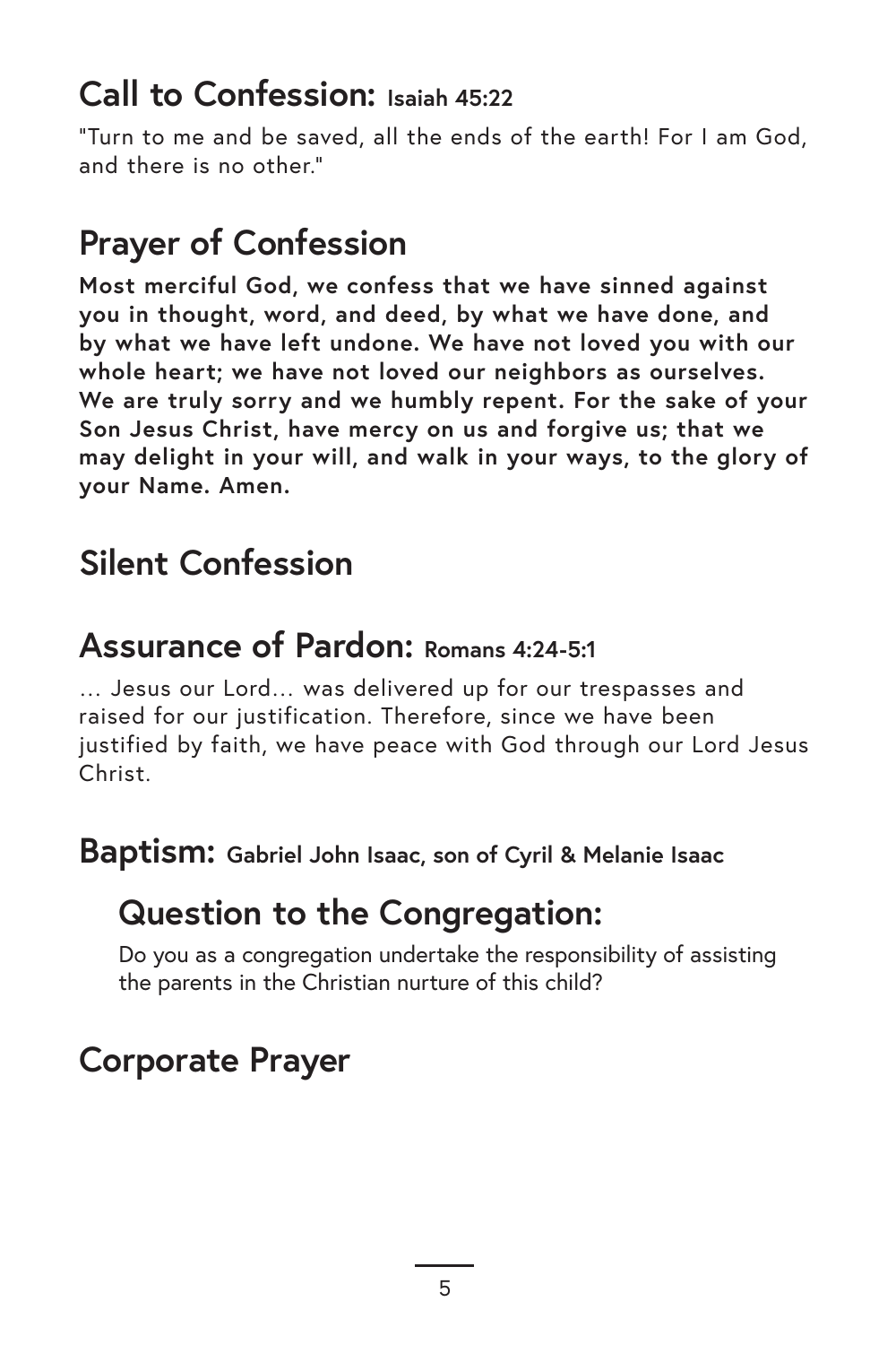## Call to Confession: Isaiah 45:22

"Turn to me and be saved, all the ends of the earth! For I am God, and there is no other."

## Prayer of Confession

**Most merciful God, we confess that we have sinned against you in thought, word, and deed, by what we have done, and by what we have left undone. We have not loved you with our whole heart; we have not loved our neighbors as ourselves. We are truly sorry and we humbly repent. For the sake of your Son Jesus Christ, have mercy on us and forgive us; that we may delight in your will, and walk in your ways, to the glory of your Name. Amen.**

## Silent Confession

## Assurance of Pardon: Romans 4:24-5:1

… Jesus our Lord… was delivered up for our trespasses and raised for our justification. Therefore, since we have been justified by faith, we have peace with God through our Lord Jesus Christ.

## Baptism: Gabriel John Isaac, son of Cyril & Melanie Isaac

### Question to the Congregation:

Do you as a congregation undertake the responsibility of assisting the parents in the Christian nurture of this child?

## Corporate Prayer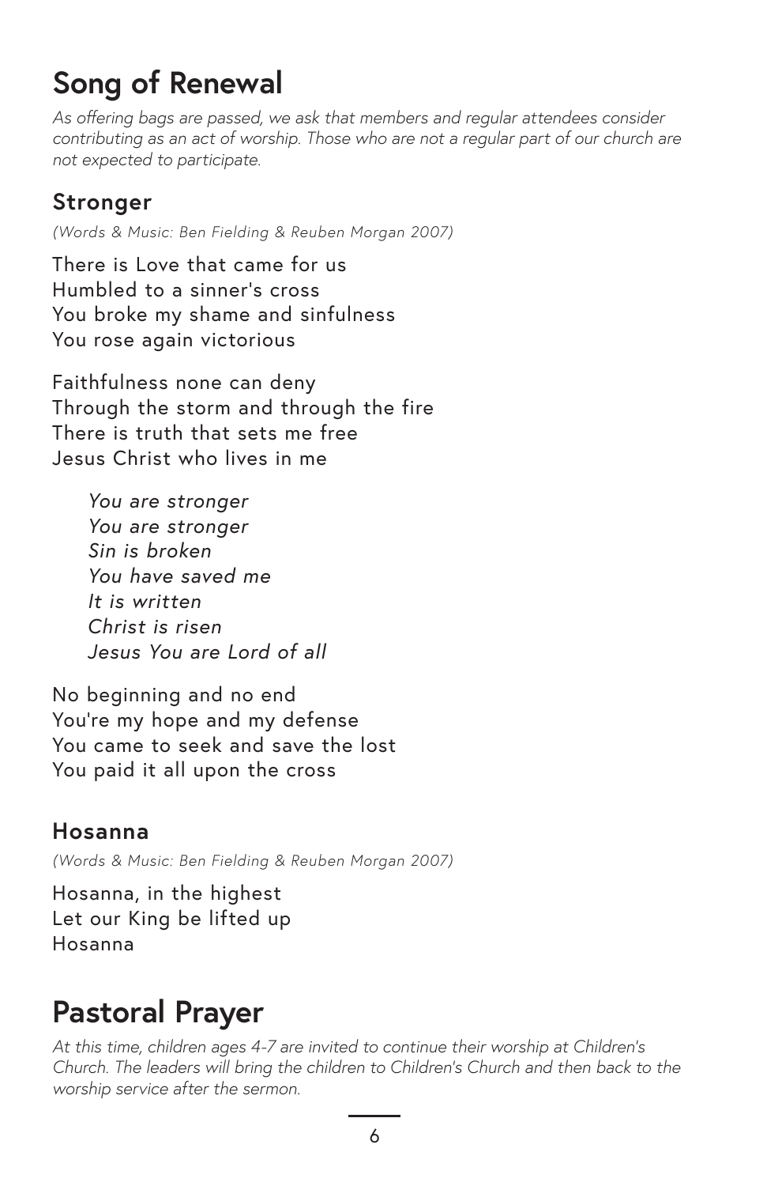# Song of Renewal

*As offering bags are passed, we ask that members and regular attendees consider contributing as an act of worship. Those who are not a regular part of our church are not expected to participate.*

## Stronger

*(Words & Music: Ben Fielding & Reuben Morgan 2007)*

There is Love that came for us
Humbled to a sinner's cross
You broke my shame and sinfulness
You rose again victorious

Faithfulness none can deny
Through the storm and through the fire
There is truth that sets me free
Jesus Christ who lives in me

> *You are stronger*
> *You are stronger*
> *Sin is broken*
> *You have saved me*
> *It is written*
> *Christ is risen*
> *Jesus You are Lord of all*

No beginning and no end
You're my hope and my defense
You came to seek and save the lost
You paid it all upon the cross

## Hosanna

*(Words & Music: Ben Fielding & Reuben Morgan 2007)*

Hosanna, in the highest
Let our King be lifted up
Hosanna

# Pastoral Prayer

*At this time, children ages 4-7 are invited to continue their worship at Children's Church. The leaders will bring the children to Children's Church and then back to the worship service after the sermon.*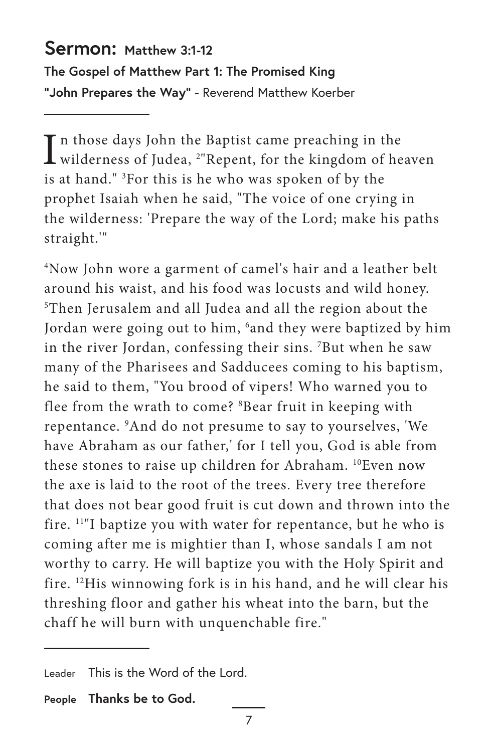## Sermon: Matthew 3:1-12

**The Gospel of Matthew Part 1: The Promised King**

**"John Prepares the Way"** - Reverend Matthew Koerber

---

In those days John the Baptist came preaching in the wilderness of Judea, [2]"Repent, for the kingdom of heaven is at hand." [3]For this is he who was spoken of by the prophet Isaiah when he said, "The voice of one crying in the wilderness: 'Prepare the way of the Lord; make his paths straight.'"

[4]Now John wore a garment of camel's hair and a leather belt around his waist, and his food was locusts and wild honey. [5]Then Jerusalem and all Judea and all the region about the Jordan were going out to him, [6]and they were baptized by him in the river Jordan, confessing their sins. [7]But when he saw many of the Pharisees and Sadducees coming to his baptism, he said to them, "You brood of vipers! Who warned you to flee from the wrath to come? [8]Bear fruit in keeping with repentance. [9]And do not presume to say to yourselves, 'We have Abraham as our father,' for I tell you, God is able from these stones to raise up children for Abraham. [10]Even now the axe is laid to the root of the trees. Every tree therefore that does not bear good fruit is cut down and thrown into the fire. [11]"I baptize you with water for repentance, but he who is coming after me is mightier than I, whose sandals I am not worthy to carry. He will baptize you with the Holy Spirit and fire. [12]His winnowing fork is in his hand, and he will clear his threshing floor and gather his wheat into the barn, but the chaff he will burn with unquenchable fire."

---

Leader This is the Word of the Lord.

**People Thanks be to God.**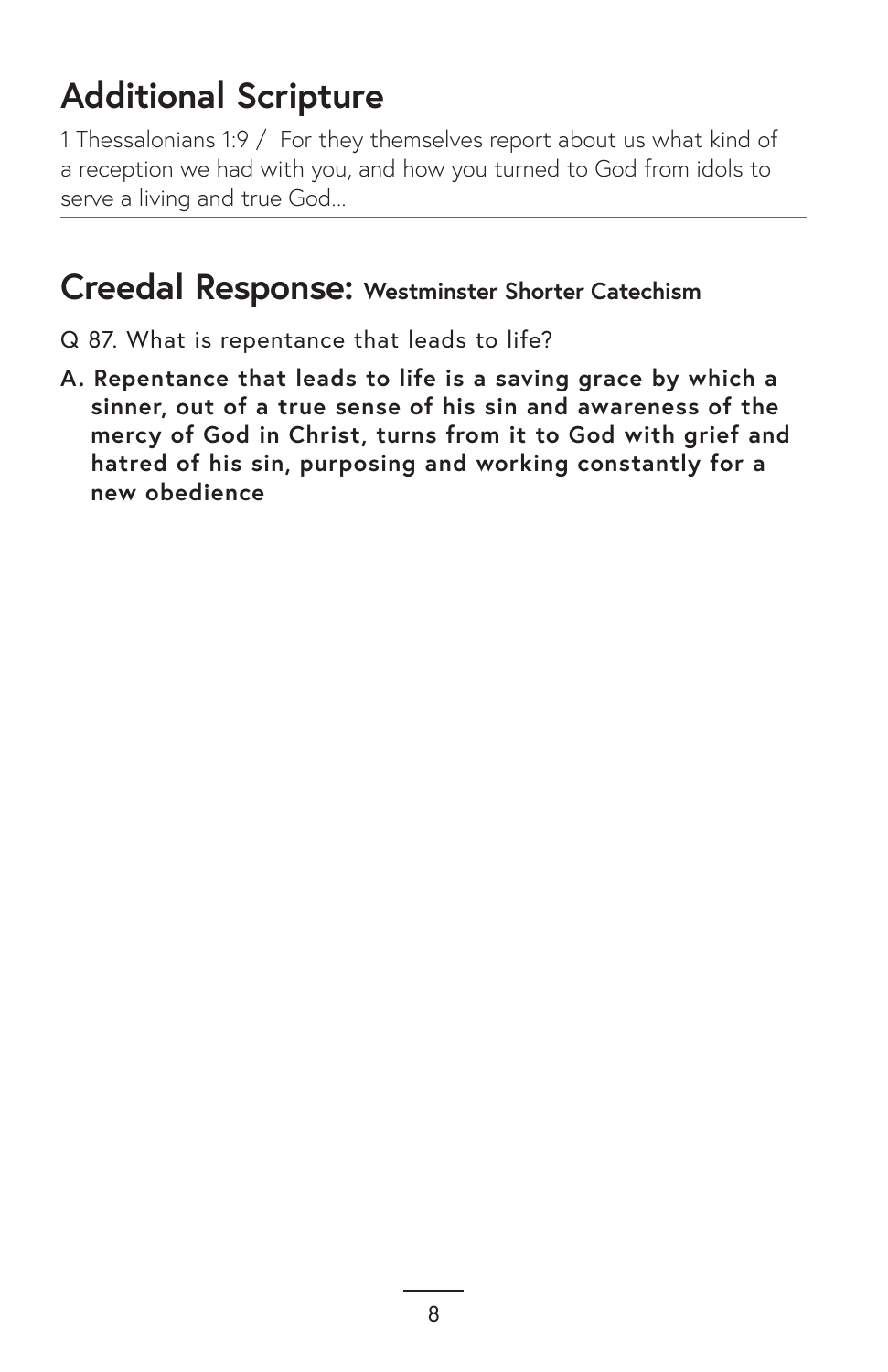## Additional Scripture

1 Thessalonians 1:9 / For they themselves report about us what kind of a reception we had with you, and how you turned to God from idols to serve a living and true God...

---

## Creedal Response: Westminster Shorter Catechism

Q 87. What is repentance that leads to life?

**A. Repentance that leads to life is a saving grace by which a sinner, out of a true sense of his sin and awareness of the mercy of God in Christ, turns from it to God with grief and hatred of his sin, purposing and working constantly for a new obedience**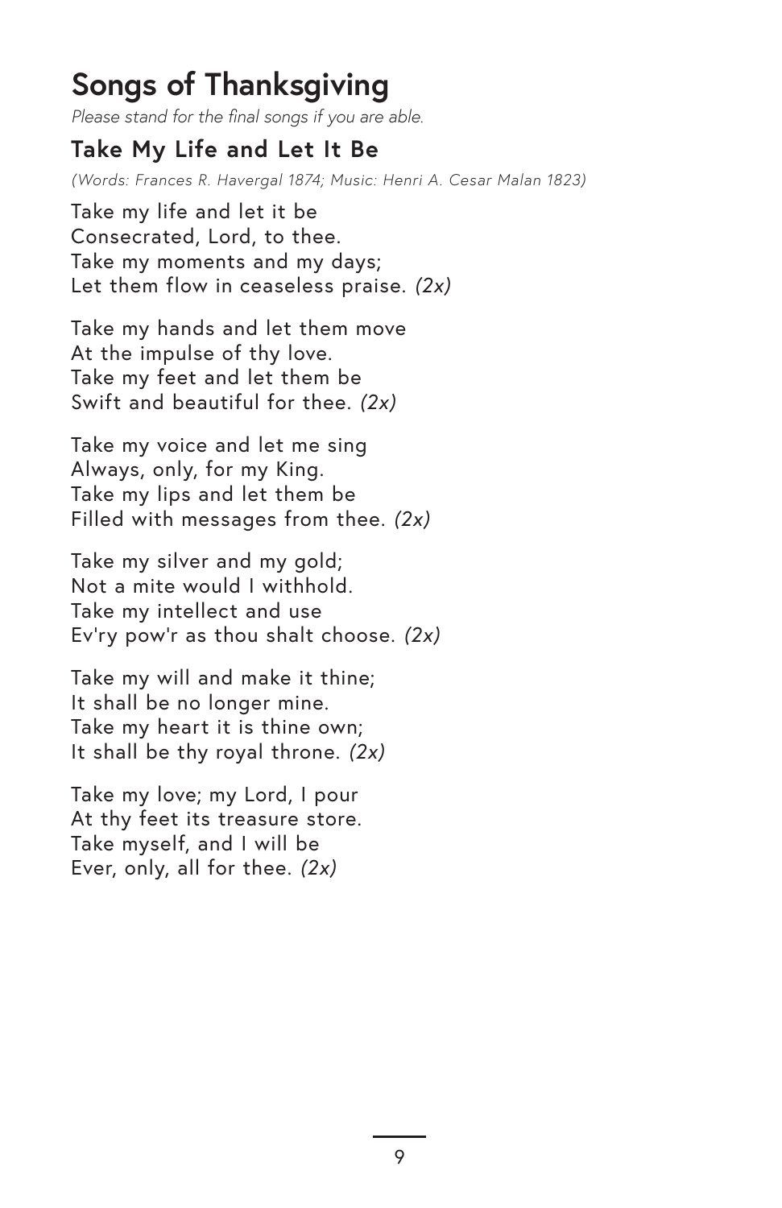# Songs of Thanksgiving

*Please stand for the final songs if you are able.*

## Take My Life and Let It Be

*(Words: Frances R. Havergal 1874; Music: Henri A. Cesar Malan 1823)*

Take my life and let it be
Consecrated, Lord, to thee.
Take my moments and my days;
Let them flow in ceaseless praise. *(2x)*

Take my hands and let them move
At the impulse of thy love.
Take my feet and let them be
Swift and beautiful for thee. *(2x)*

Take my voice and let me sing
Always, only, for my King.
Take my lips and let them be
Filled with messages from thee. *(2x)*

Take my silver and my gold;
Not a mite would I withhold.
Take my intellect and use
Ev'ry pow'r as thou shalt choose. *(2x)*

Take my will and make it thine;
It shall be no longer mine.
Take my heart it is thine own;
It shall be thy royal throne. *(2x)*

Take my love; my Lord, I pour
At thy feet its treasure store.
Take myself, and I will be
Ever, only, all for thee. *(2x)*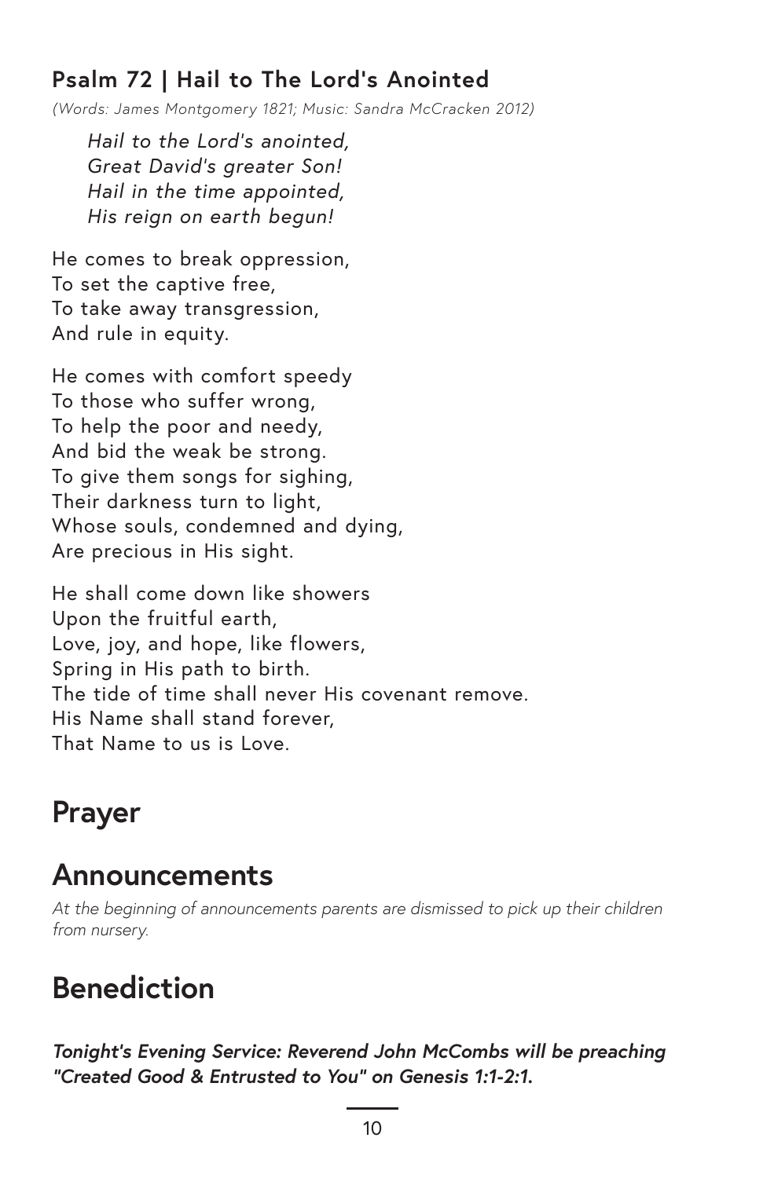### Psalm 72 | Hail to The Lord's Anointed

*(Words: James Montgomery 1821; Music: Sandra McCracken 2012)*

*Hail to the Lord's anointed,*
*Great David's greater Son!*
*Hail in the time appointed,*
*His reign on earth begun!*

He comes to break oppression,
To set the captive free,
To take away transgression,
And rule in equity.

He comes with comfort speedy
To those who suffer wrong,
To help the poor and needy,
And bid the weak be strong.
To give them songs for sighing,
Their darkness turn to light,
Whose souls, condemned and dying,
Are precious in His sight.

He shall come down like showers
Upon the fruitful earth,
Love, joy, and hope, like flowers,
Spring in His path to birth.
The tide of time shall never His covenant remove.
His Name shall stand forever,
That Name to us is Love.

## Prayer

## Announcements

*At the beginning of announcements parents are dismissed to pick up their children from nursery.*

## Benediction

***Tonight's Evening Service: Reverend John McCombs will be preaching "Created Good & Entrusted to You" on Genesis 1:1-2:1.***